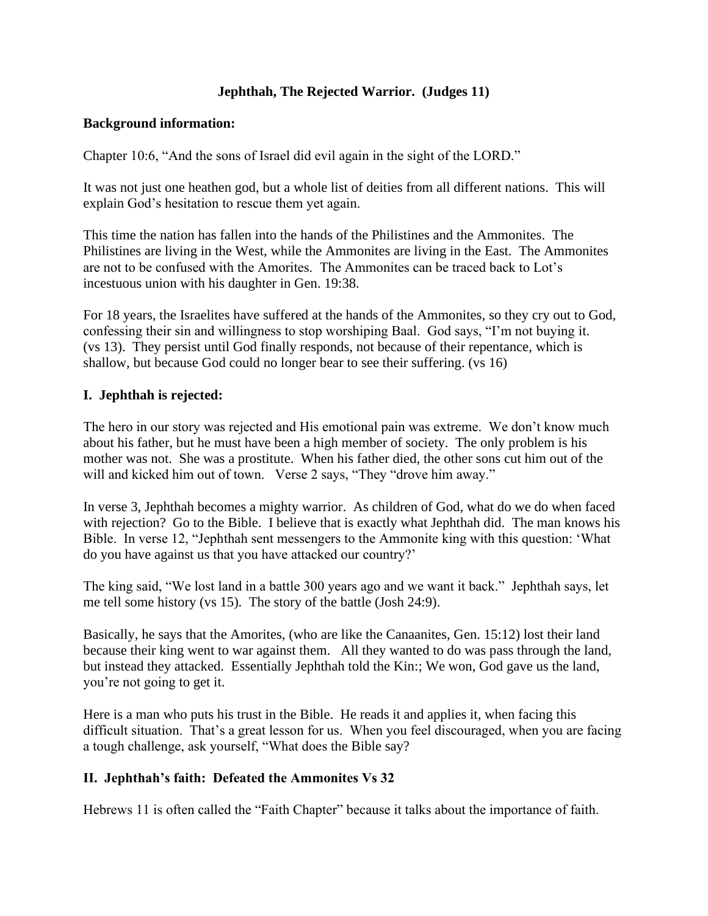**Jephthah, The Rejected Warrior. (Judges 11)**

**Background information:**

Chapter 10:6, "And the sons of Israel did evil again in the sight of the LORD."

It was not just one heathen god, but a whole list of deities from all different nations. This will explain God's hesitation to rescue them yet again.

This time the nation has fallen into the hands of the Philistines and the Ammonites. The Philistines are living in the West, while the Ammonites are living in the East. The Ammonites are not to be confused with the Amorites. The Ammonites can be traced back to Lot's incestuous union with his daughter in Gen. 19:38.

For 18 years, the Israelites have suffered at the hands of the Ammonites, so they cry out to God, confessing their sin and willingness to stop worshiping Baal. God says, "I'm not buying it. (vs 13). They persist until God finally responds, not because of their repentance, which is shallow, but because God could no longer bear to see their suffering. (vs 16)

**I. Jephthah is rejected:**

The hero in our story was rejected and His emotional pain was extreme. We don't know much about his father, but he must have been a high member of society. The only problem is his mother was not. She was a prostitute. When his father died, the other sons cut him out of the will and kicked him out of town. Verse 2 says, "They "drove him away."

In verse 3, Jephthah becomes a mighty warrior. As children of God, what do we do when faced with rejection? Go to the Bible. I believe that is exactly what Jephthah did. The man knows his Bible. In verse 12, "Jephthah sent messengers to the Ammonite king with this question: 'What do you have against us that you have attacked our country?'

The king said, "We lost land in a battle 300 years ago and we want it back." Jephthah says, let me tell some history (vs 15). The story of the battle (Josh 24:9).

Basically, he says that the Amorites, (who are like the Canaanites, Gen. 15:12) lost their land because their king went to war against them. All they wanted to do was pass through the land, but instead they attacked. Essentially Jephthah told the Kin:; We won, God gave us the land, you're not going to get it.

Here is a man who puts his trust in the Bible. He reads it and applies it, when facing this difficult situation. That's a great lesson for us. When you feel discouraged, when you are facing a tough challenge, ask yourself, "What does the Bible say?

**II. Jephthah's faith: Defeated the Ammonites Vs 32**

Hebrews 11 is often called the "Faith Chapter" because it talks about the importance of faith.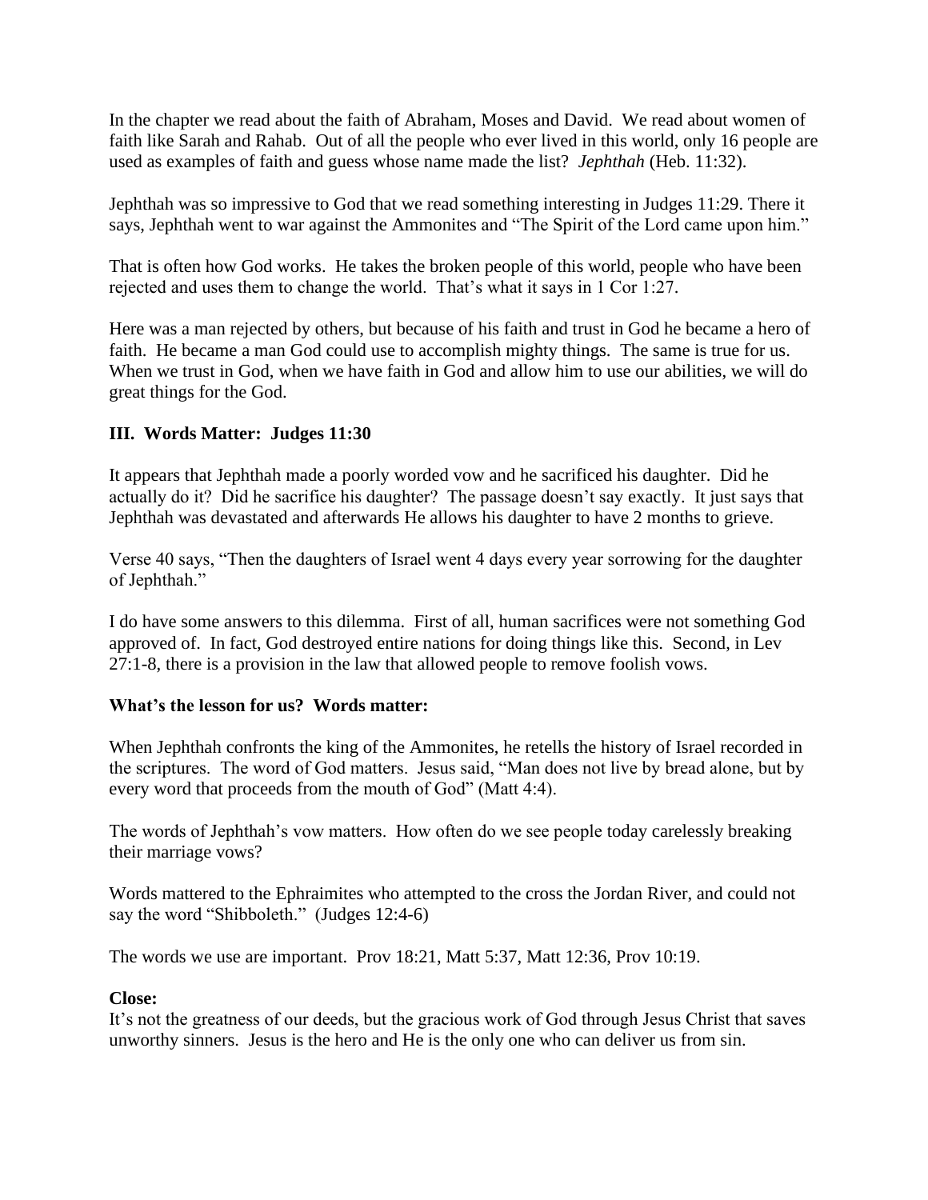In the chapter we read about the faith of Abraham, Moses and David. We read about women of faith like Sarah and Rahab. Out of all the people who ever lived in this world, only 16 people are used as examples of faith and guess whose name made the list? *Jephthah* (Heb. 11:32).

Jephthah was so impressive to God that we read something interesting in Judges 11:29. There it says, Jephthah went to war against the Ammonites and "The Spirit of the Lord came upon him."

That is often how God works. He takes the broken people of this world, people who have been rejected and uses them to change the world. That's what it says in 1 Cor 1:27.

Here was a man rejected by others, but because of his faith and trust in God he became a hero of faith. He became a man God could use to accomplish mighty things. The same is true for us. When we trust in God, when we have faith in God and allow him to use our abilities, we will do great things for the God.

### III. Words Matter: Judges 11:30

It appears that Jephthah made a poorly worded vow and he sacrificed his daughter. Did he actually do it? Did he sacrifice his daughter? The passage doesn't say exactly. It just says that Jephthah was devastated and afterwards He allows his daughter to have 2 months to grieve.

Verse 40 says, "Then the daughters of Israel went 4 days every year sorrowing for the daughter of Jephthah."

I do have some answers to this dilemma. First of all, human sacrifices were not something God approved of. In fact, God destroyed entire nations for doing things like this. Second, in Lev 27:1-8, there is a provision in the law that allowed people to remove foolish vows.

**What's the lesson for us? Words matter:**

When Jephthah confronts the king of the Ammonites, he retells the history of Israel recorded in the scriptures. The word of God matters. Jesus said, "Man does not live by bread alone, but by every word that proceeds from the mouth of God" (Matt 4:4).

The words of Jephthah's vow matters. How often do we see people today carelessly breaking their marriage vows?

Words mattered to the Ephraimites who attempted to the cross the Jordan River, and could not say the word "Shibboleth." (Judges 12:4-6)

The words we use are important. Prov 18:21, Matt 5:37, Matt 12:36, Prov 10:19.

**Close:**
It's not the greatness of our deeds, but the gracious work of God through Jesus Christ that saves unworthy sinners. Jesus is the hero and He is the only one who can deliver us from sin.